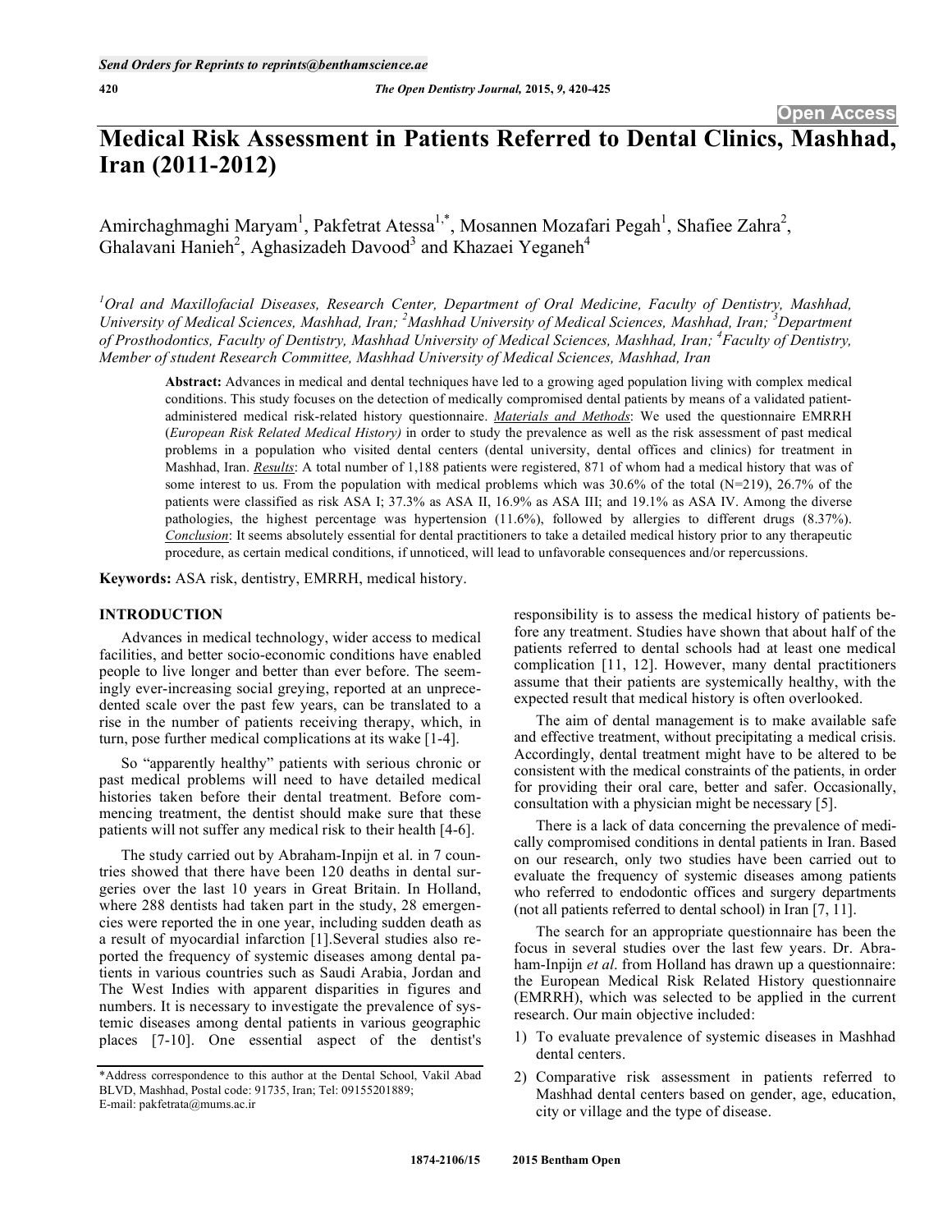# Medical Risk Assessment in Patients Referred to Dental Clinics, Mashhad, Iran (2011-2012)

Amirchaghmaghi Maryam[1], Pakfetrat Atessa[1,*], Mosannen Mozafari Pegah[1], Shafiee Zahra[2], Ghalavani Hanieh[2], Aghasizadeh Davood[3] and Khazaei Yeganeh[4]

*[1]Oral and Maxillofacial Diseases, Research Center, Department of Oral Medicine, Faculty of Dentistry, Mashhad, University of Medical Sciences, Mashhad, Iran; [2]Mashhad University of Medical Sciences, Mashhad, Iran; [3]Department of Prosthodontics, Faculty of Dentistry, Mashhad University of Medical Sciences, Mashhad, Iran; [4]Faculty of Dentistry, Member of student Research Committee, Mashhad University of Medical Sciences, Mashhad, Iran*

**Abstract:** Advances in medical and dental techniques have led to a growing aged population living with complex medical conditions. This study focuses on the detection of medically compromised dental patients by means of a validated patient-administered medical risk-related history questionnaire. ***Materials and Methods***: We used the questionnaire EMRRH (*European Risk Related Medical History)* in order to study the prevalence as well as the risk assessment of past medical problems in a population who visited dental centers (dental university, dental offices and clinics) for treatment in Mashhad, Iran. ***Results***: A total number of 1,188 patients were registered, 871 of whom had a medical history that was of some interest to us. From the population with medical problems which was 30.6% of the total (N=219), 26.7% of the patients were classified as risk ASA I; 37.3% as ASA II, 16.9% as ASA III; and 19.1% as ASA IV. Among the diverse pathologies, the highest percentage was hypertension (11.6%), followed by allergies to different drugs (8.37%). ***Conclusion***: It seems absolutely essential for dental practitioners to take a detailed medical history prior to any therapeutic procedure, as certain medical conditions, if unnoticed, will lead to unfavorable consequences and/or repercussions.

**Keywords:** ASA risk, dentistry, EMRRH, medical history.

## INTRODUCTION

Advances in medical technology, wider access to medical facilities, and better socio-economic conditions have enabled people to live longer and better than ever before. The seemingly ever-increasing social greying, reported at an unprecedented scale over the past few years, can be translated to a rise in the number of patients receiving therapy, which, in turn, pose further medical complications at its wake [1-4].

So "apparently healthy" patients with serious chronic or past medical problems will need to have detailed medical histories taken before their dental treatment. Before commencing treatment, the dentist should make sure that these patients will not suffer any medical risk to their health [4-6].

The study carried out by Abraham-Inpijn et al. in 7 countries showed that there have been 120 deaths in dental surgeries over the last 10 years in Great Britain. In Holland, where 288 dentists had taken part in the study, 28 emergencies were reported the in one year, including sudden death as a result of myocardial infarction [1].Several studies also reported the frequency of systemic diseases among dental patients in various countries such as Saudi Arabia, Jordan and The West Indies with apparent disparities in figures and numbers. It is necessary to investigate the prevalence of systemic diseases among dental patients in various geographic places [7-10]. One essential aspect of the dentist's responsibility is to assess the medical history of patients before any treatment. Studies have shown that about half of the patients referred to dental schools had at least one medical complication [11, 12]. However, many dental practitioners assume that their patients are systemically healthy, with the expected result that medical history is often overlooked.

The aim of dental management is to make available safe and effective treatment, without precipitating a medical crisis. Accordingly, dental treatment might have to be altered to be consistent with the medical constraints of the patients, in order for providing their oral care, better and safer. Occasionally, consultation with a physician might be necessary [5].

There is a lack of data concerning the prevalence of medically compromised conditions in dental patients in Iran. Based on our research, only two studies have been carried out to evaluate the frequency of systemic diseases among patients who referred to endodontic offices and surgery departments (not all patients referred to dental school) in Iran [7, 11].

The search for an appropriate questionnaire has been the focus in several studies over the last few years. Dr. Abraham-Inpijn *et al*. from Holland has drawn up a questionnaire: the European Medical Risk Related History questionnaire (EMRRH), which was selected to be applied in the current research. Our main objective included:

1) To evaluate prevalence of systemic diseases in Mashhad dental centers.
2) Comparative risk assessment in patients referred to Mashhad dental centers based on gender, age, education, city or village and the type of disease.

*Address correspondence to this author at the Dental School, Vakil Abad BLVD, Mashhad, Postal code: 91735, Iran; Tel: 09155201889; E-mail: pakfetrata@mums.ac.ir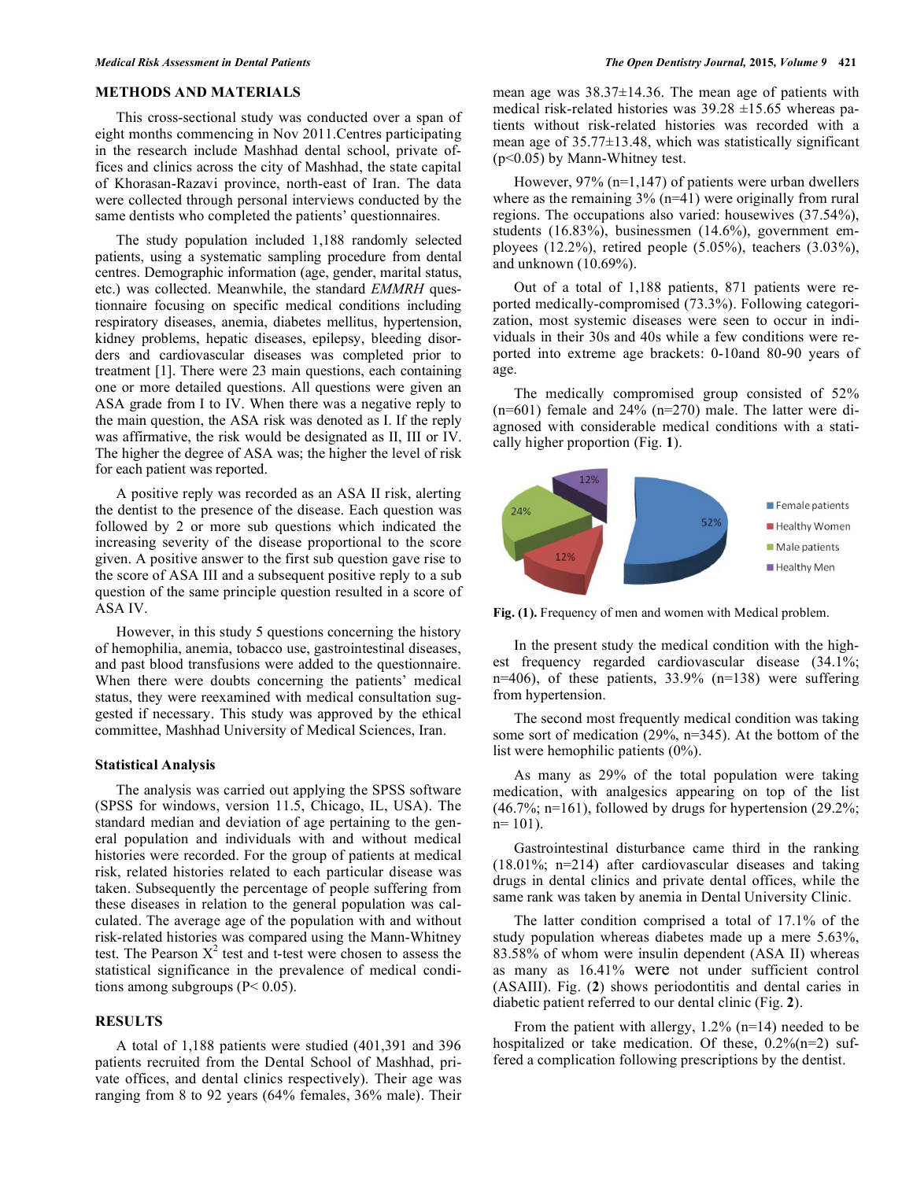## METHODS AND MATERIALS

This cross-sectional study was conducted over a span of eight months commencing in Nov 2011.Centres participating in the research include Mashhad dental school, private offices and clinics across the city of Mashhad, the state capital of Khorasan-Razavi province, north-east of Iran. The data were collected through personal interviews conducted by the same dentists who completed the patients' questionnaires.

The study population included 1,188 randomly selected patients, using a systematic sampling procedure from dental centres. Demographic information (age, gender, marital status, etc.) was collected. Meanwhile, the standard *EMMRH* questionnaire focusing on specific medical conditions including respiratory diseases, anemia, diabetes mellitus, hypertension, kidney problems, hepatic diseases, epilepsy, bleeding disorders and cardiovascular diseases was completed prior to treatment [1]. There were 23 main questions, each containing one or more detailed questions. All questions were given an ASA grade from I to IV. When there was a negative reply to the main question, the ASA risk was denoted as I. If the reply was affirmative, the risk would be designated as II, III or IV. The higher the degree of ASA was; the higher the level of risk for each patient was reported.

A positive reply was recorded as an ASA II risk, alerting the dentist to the presence of the disease. Each question was followed by 2 or more sub questions which indicated the increasing severity of the disease proportional to the score given. A positive answer to the first sub question gave rise to the score of ASA III and a subsequent positive reply to a sub question of the same principle question resulted in a score of ASA IV.

However, in this study 5 questions concerning the history of hemophilia, anemia, tobacco use, gastrointestinal diseases, and past blood transfusions were added to the questionnaire. When there were doubts concerning the patients' medical status, they were reexamined with medical consultation suggested if necessary. This study was approved by the ethical committee, Mashhad University of Medical Sciences, Iran.

### Statistical Analysis

The analysis was carried out applying the SPSS software (SPSS for windows, version 11.5, Chicago, IL, USA). The standard median and deviation of age pertaining to the general population and individuals with and without medical histories were recorded. For the group of patients at medical risk, related histories related to each particular disease was taken. Subsequently the percentage of people suffering from these diseases in relation to the general population was calculated. The average age of the population with and without risk-related histories was compared using the Mann-Whitney test. The Pearson $X^2$ test and t-test were chosen to assess the statistical significance in the prevalence of medical conditions among subgroups ($P< 0.05$).

## RESULTS

A total of 1,188 patients were studied (401,391 and 396 patients recruited from the Dental School of Mashhad, private offices, and dental clinics respectively). Their age was ranging from 8 to 92 years (64% females, 36% male). Their mean age was 38.37±14.36. The mean age of patients with medical risk-related histories was 39.28 ±15.65 whereas patients without risk-related histories was recorded with a mean age of 35.77±13.48, which was statistically significant ($p<0.05$) by Mann-Whitney test.

However, 97% (n=1,147) of patients were urban dwellers where as the remaining 3% (n=41) were originally from rural regions. The occupations also varied: housewives (37.54%), students (16.83%), businessmen (14.6%), government employees (12.2%), retired people (5.05%), teachers (3.03%), and unknown (10.69%).

Out of a total of 1,188 patients, 871 patients were reported medically-compromised (73.3%). Following categorization, most systemic diseases were seen to occur in individuals in their 30s and 40s while a few conditions were reported into extreme age brackets: 0-10and 80-90 years of age.

The medically compromised group consisted of 52% (n=601) female and 24% (n=270) male. The latter were diagnosed with considerable medical conditions with a statically higher proportion (Fig. **1**).

**Fig. (1).** Frequency of men and women with Medical problem.

In the present study the medical condition with the highest frequency regarded cardiovascular disease (34.1%; n=406), of these patients, 33.9% (n=138) were suffering from hypertension.

The second most frequently medical condition was taking some sort of medication (29%, n=345). At the bottom of the list were hemophilic patients (0%).

As many as 29% of the total population were taking medication, with analgesics appearing on top of the list (46.7%; n=161), followed by drugs for hypertension (29.2%; n= 101).

Gastrointestinal disturbance came third in the ranking (18.01%; n=214) after cardiovascular diseases and taking drugs in dental clinics and private dental offices, while the same rank was taken by anemia in Dental University Clinic.

The latter condition comprised a total of 17.1% of the study population whereas diabetes made up a mere 5.63%, 83.58% of whom were insulin dependent (ASA II) whereas as many as 16.41% were not under sufficient control (ASAIII). Fig. (**2**) shows periodontitis and dental caries in diabetic patient referred to our dental clinic (Fig. **2**).

From the patient with allergy, 1.2% (n=14) needed to be hospitalized or take medication. Of these, 0.2%(n=2) suffered a complication following prescriptions by the dentist.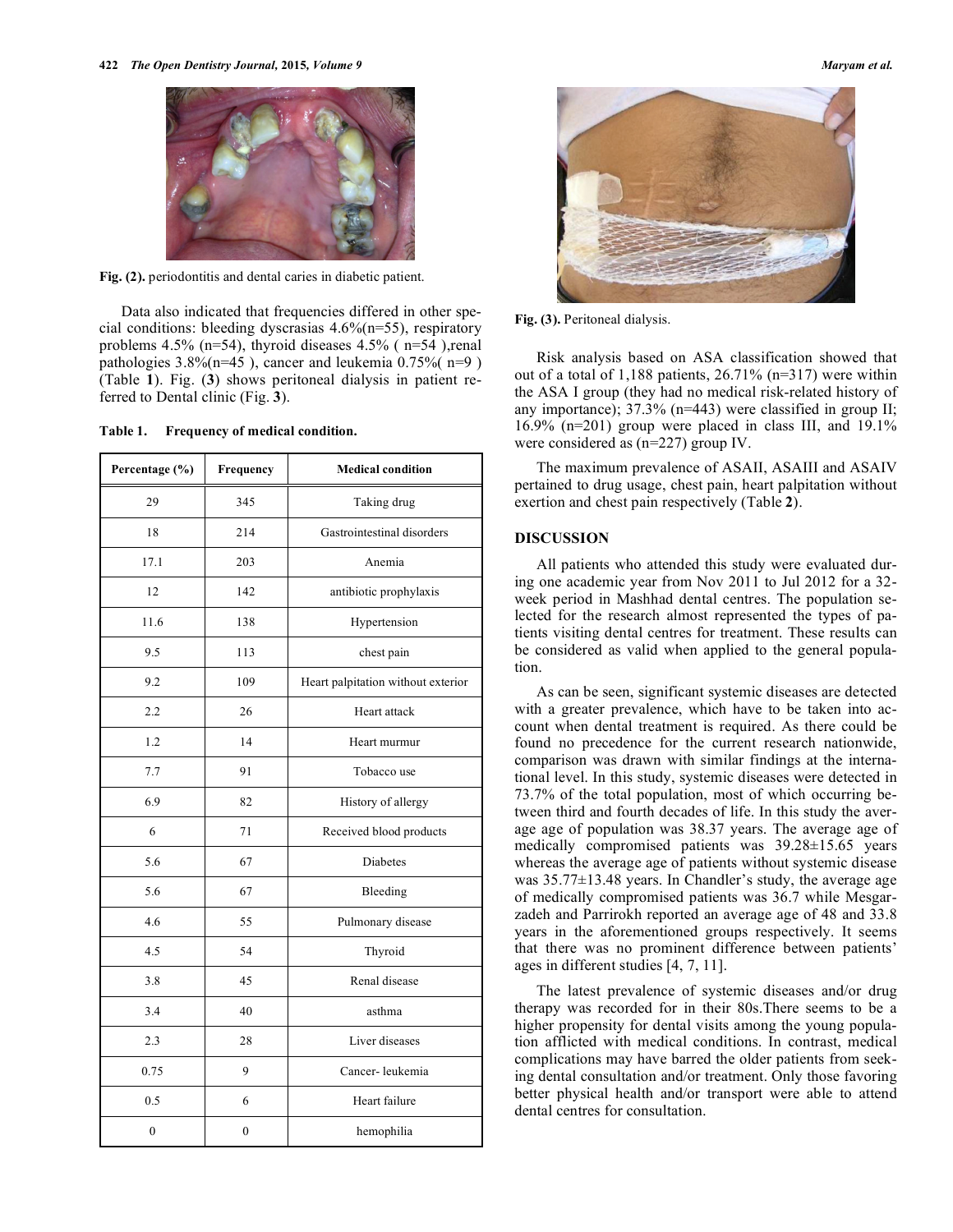Fig. (2). periodontitis and dental caries in diabetic patient.

Data also indicated that frequencies differed in other special conditions: bleeding dyscrasias 4.6%(n=55), respiratory problems 4.5% (n=54), thyroid diseases 4.5% ( n=54 ),renal pathologies 3.8%(n=45 ), cancer and leukemia 0.75%( n=9 ) (Table **1**). Fig. (**3**) shows peritoneal dialysis in patient referred to Dental clinic (Fig. **3**).

**Table 1. Frequency of medical condition.**

| Percentage (%) | Frequency | Medical condition |
|---|---|---|
| 29 | 345 | Taking drug |
| 18 | 214 | Gastrointestinal disorders |
| 17.1 | 203 | Anemia |
| 12 | 142 | antibiotic prophylaxis |
| 11.6 | 138 | Hypertension |
| 9.5 | 113 | chest pain |
| 9.2 | 109 | Heart palpitation without exterior |
| 2.2 | 26 | Heart attack |
| 1.2 | 14 | Heart murmur |
| 7.7 | 91 | Tobacco use |
| 6.9 | 82 | History of allergy |
| 6 | 71 | Received blood products |
| 5.6 | 67 | Diabetes |
| 5.6 | 67 | Bleeding |
| 4.6 | 55 | Pulmonary disease |
| 4.5 | 54 | Thyroid |
| 3.8 | 45 | Renal disease |
| 3.4 | 40 | asthma |
| 2.3 | 28 | Liver diseases |
| 0.75 | 9 | Cancer- leukemia |
| 0.5 | 6 | Heart failure |
| 0 | 0 | hemophilia |

Fig. (3). Peritoneal dialysis.

Risk analysis based on ASA classification showed that out of a total of 1,188 patients, 26.71% (n=317) were within the ASA I group (they had no medical risk-related history of any importance); 37.3% (n=443) were classified in group II; 16.9% (n=201) group were placed in class III, and 19.1% were considered as (n=227) group IV.

The maximum prevalence of ASAII, ASAIII and ASAIV pertained to drug usage, chest pain, heart palpitation without exertion and chest pain respectively (Table **2**).

## DISCUSSION

All patients who attended this study were evaluated during one academic year from Nov 2011 to Jul 2012 for a 32-week period in Mashhad dental centres. The population selected for the research almost represented the types of patients visiting dental centres for treatment. These results can be considered as valid when applied to the general population.

As can be seen, significant systemic diseases are detected with a greater prevalence, which have to be taken into account when dental treatment is required. As there could be found no precedence for the current research nationwide, comparison was drawn with similar findings at the international level. In this study, systemic diseases were detected in 73.7% of the total population, most of which occurring between third and fourth decades of life. In this study the average age of population was 38.37 years. The average age of medically compromised patients was 39.28±15.65 years whereas the average age of patients without systemic disease was 35.77±13.48 years. In Chandler's study, the average age of medically compromised patients was 36.7 while Mesgarzadeh and Parrirokh reported an average age of 48 and 33.8 years in the aforementioned groups respectively. It seems that there was no prominent difference between patients' ages in different studies [4, 7, 11].

The latest prevalence of systemic diseases and/or drug therapy was recorded for in their 80s.There seems to be a higher propensity for dental visits among the young population afflicted with medical conditions. In contrast, medical complications may have barred the older patients from seeking dental consultation and/or treatment. Only those favoring better physical health and/or transport were able to attend dental centres for consultation.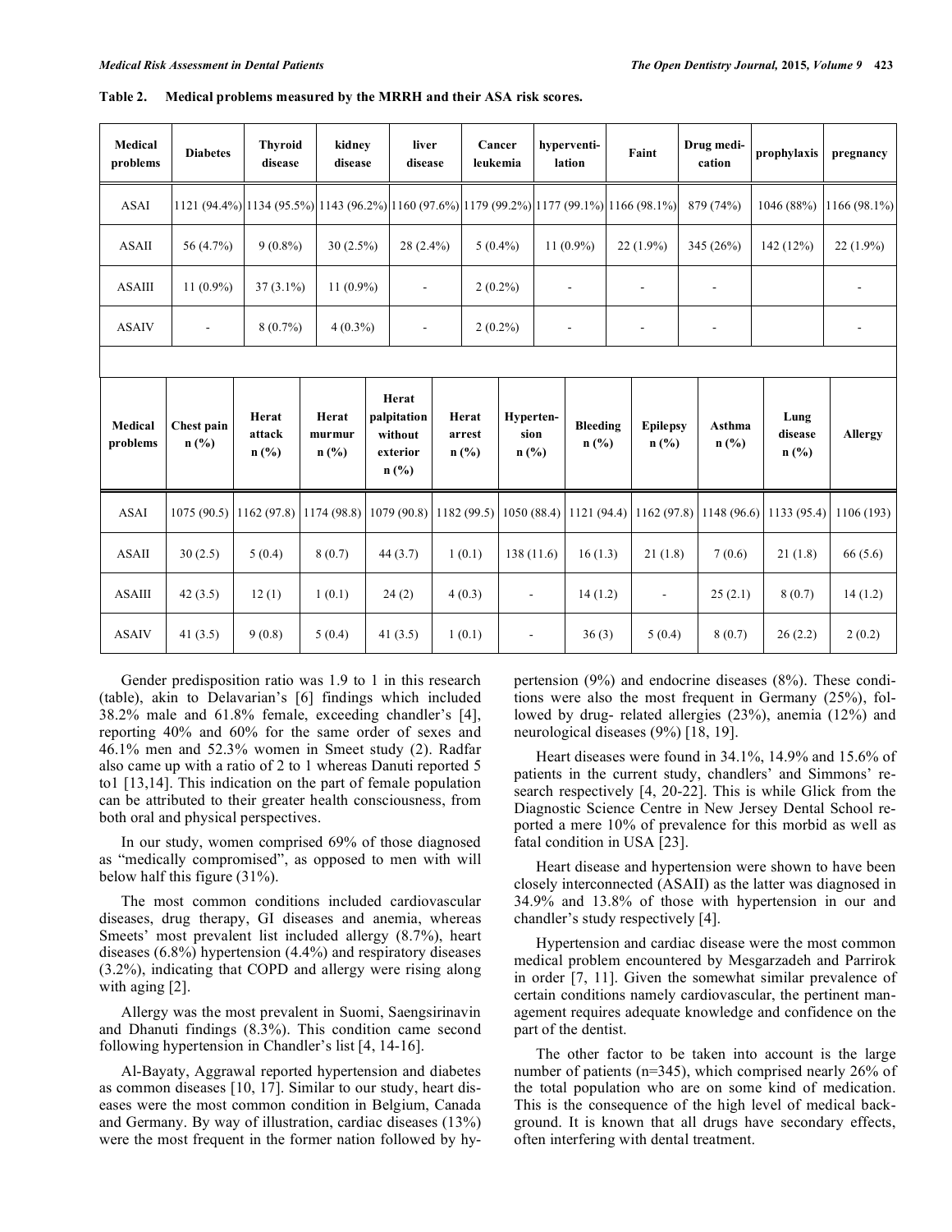**Table 2. Medical problems measured by the MRRH and their ASA risk scores.**

| Medical problems | Diabetes | Thyroid disease | kidney disease | liver disease | Cancer leukemia | hyperventi-lation | Faint | Drug medi-cation | prophylaxis | pregnancy |
|---|---|---|---|---|---|---|---|---|---|---|
| ASAI | 1121 (94.4%) | 1134 (95.5%) | 1143 (96.2%) | 1160 (97.6%) | 1179 (99.2%) | 1177 (99.1%) | 1166 (98.1%) | 879 (74%) | 1046 (88%) | 1166 (98.1%) |
| ASAII | 56 (4.7%) | 9 (0.8%) | 30 (2.5%) | 28 (2.4%) | 5 (0.4%) | 11 (0.9%) | 22 (1.9%) | 345 (26%) | 142 (12%) | 22 (1.9%) |
| ASAIII | 11 (0.9%) | 37 (3.1%) | 11 (0.9%) | - | 2 (0.2%) | - | - | - | | - |
| ASAIV | - | 8 (0.7%) | 4 (0.3%) | - | 2 (0.2%) | - | - | - | | - |

| Medical problems | Chest pain n (%) | Herat attack n (%) | Herat murmur n (%) | Herat palpitation without exterior n (%) | Herat arrest n (%) | Hyperten-sion n (%) | Bleeding n (%) | Epilepsy n (%) | Asthma n (%) | Lung disease n (%) | Allergy |
|---|---|---|---|---|---|---|---|---|---|---|---|
| ASAI | 1075 (90.5) | 1162 (97.8) | 1174 (98.8) | 1079 (90.8) | 1182 (99.5) | 1050 (88.4) | 1121 (94.4) | 1162 (97.8) | 1148 (96.6) | 1133 (95.4) | 1106 (193) |
| ASAII | 30 (2.5) | 5 (0.4) | 8 (0.7) | 44 (3.7) | 1 (0.1) | 138 (11.6) | 16 (1.3) | 21 (1.8) | 7 (0.6) | 21 (1.8) | 66 (5.6) |
| ASAIII | 42 (3.5) | 12 (1) | 1 (0.1) | 24 (2) | 4 (0.3) | - | 14 (1.2) | - | 25 (2.1) | 8 (0.7) | 14 (1.2) |
| ASAIV | 41 (3.5) | 9 (0.8) | 5 (0.4) | 41 (3.5) | 1 (0.1) | - | 36 (3) | 5 (0.4) | 8 (0.7) | 26 (2.2) | 2 (0.2) |

Gender predisposition ratio was 1.9 to 1 in this research (table), akin to Delavarian's [6] findings which included 38.2% male and 61.8% female, exceeding chandler's [4], reporting 40% and 60% for the same order of sexes and 46.1% men and 52.3% women in Smeet study (2). Radfar also came up with a ratio of 2 to 1 whereas Danuti reported 5 to1 [13,14]. This indication on the part of female population can be attributed to their greater health consciousness, from both oral and physical perspectives.

In our study, women comprised 69% of those diagnosed as "medically compromised", as opposed to men with will below half this figure (31%).

The most common conditions included cardiovascular diseases, drug therapy, GI diseases and anemia, whereas Smeets' most prevalent list included allergy (8.7%), heart diseases (6.8%) hypertension (4.4%) and respiratory diseases (3.2%), indicating that COPD and allergy were rising along with aging [2].

Allergy was the most prevalent in Suomi, Saengsirinavin and Dhanuti findings (8.3%). This condition came second following hypertension in Chandler's list [4, 14-16].

Al-Bayaty, Aggrawal reported hypertension and diabetes as common diseases [10, 17]. Similar to our study, heart diseases were the most common condition in Belgium, Canada and Germany. By way of illustration, cardiac diseases (13%) were the most frequent in the former nation followed by hypertension (9%) and endocrine diseases (8%). These conditions were also the most frequent in Germany (25%), followed by drug- related allergies (23%), anemia (12%) and neurological diseases (9%) [18, 19].

Heart diseases were found in 34.1%, 14.9% and 15.6% of patients in the current study, chandlers' and Simmons' research respectively [4, 20-22]. This is while Glick from the Diagnostic Science Centre in New Jersey Dental School reported a mere 10% of prevalence for this morbid as well as fatal condition in USA [23].

Heart disease and hypertension were shown to have been closely interconnected (ASAII) as the latter was diagnosed in 34.9% and 13.8% of those with hypertension in our and chandler's study respectively [4].

Hypertension and cardiac disease were the most common medical problem encountered by Mesgarzadeh and Parrirok in order [7, 11]. Given the somewhat similar prevalence of certain conditions namely cardiovascular, the pertinent management requires adequate knowledge and confidence on the part of the dentist.

The other factor to be taken into account is the large number of patients (n=345), which comprised nearly 26% of the total population who are on some kind of medication. This is the consequence of the high level of medical background. It is known that all drugs have secondary effects, often interfering with dental treatment.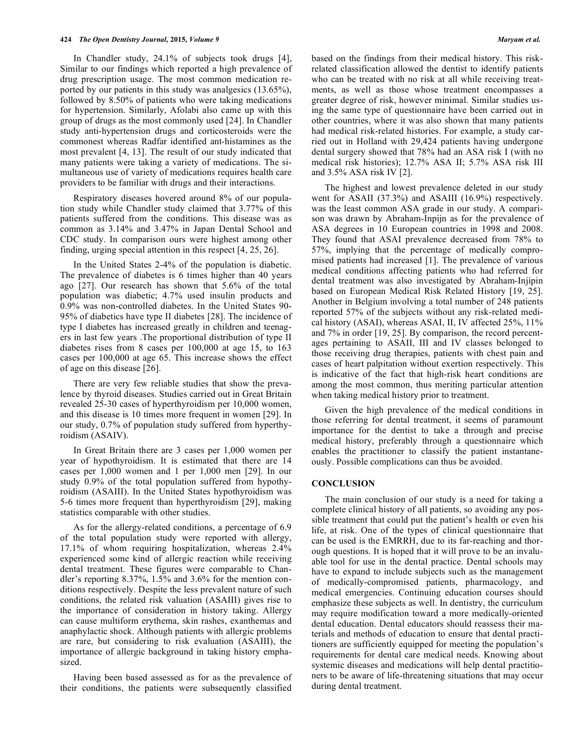In Chandler study, 24.1% of subjects took drugs [4], Similar to our findings which reported a high prevalence of drug prescription usage. The most common medication reported by our patients in this study was analgesics (13.65%), followed by 8.50% of patients who were taking medications for hypertension. Similarly, Afolabi also came up with this group of drugs as the most commonly used [24]. In Chandler study anti-hypertension drugs and corticosteroids were the commonest whereas Radfar identified ant-histamines as the most prevalent [4, 13]. The result of our study indicated that many patients were taking a variety of medications. The simultaneous use of variety of medications requires health care providers to be familiar with drugs and their interactions.

Respiratory diseases hovered around 8% of our population study while Chandler study claimed that 3.77% of this patients suffered from the conditions. This disease was as common as 3.14% and 3.47% in Japan Dental School and CDC study. In comparison ours were highest among other finding, urging special attention in this respect [4, 25, 26].

In the United States 2-4% of the population is diabetic. The prevalence of diabetes is 6 times higher than 40 years ago [27]. Our research has shown that 5.6% of the total population was diabetic; 4.7% used insulin products and 0.9% was non-controlled diabetes. In the United States 90-95% of diabetics have type II diabetes [28]. The incidence of type I diabetes has increased greatly in children and teenagers in last few years .The proportional distribution of type II diabetes rises from 8 cases per 100,000 at age 15, to 163 cases per 100,000 at age 65. This increase shows the effect of age on this disease [26].

There are very few reliable studies that show the prevalence by thyroid diseases. Studies carried out in Great Britain revealed 25-30 cases of hyperthyroidism per 10,000 women, and this disease is 10 times more frequent in women [29]. In our study, 0.7% of population study suffered from hyperthyroidism (ASAIV).

In Great Britain there are 3 cases per 1,000 women per year of hypothyroidism. It is estimated that there are 14 cases per 1,000 women and 1 per 1,000 men [29]. In our study 0.9% of the total population suffered from hypothyroidism (ASAIII). In the United States hypothyroidism was 5-6 times more frequent than hyperthyroidism [29], making statistics comparable with other studies.

As for the allergy-related conditions, a percentage of 6.9 of the total population study were reported with allergy, 17.1% of whom requiring hospitalization, whereas 2.4% experienced some kind of allergic reaction while receiving dental treatment. These figures were comparable to Chandler's reporting 8.37%, 1.5% and 3.6% for the mention conditions respectively. Despite the less prevalent nature of such conditions, the related risk valuation (ASAIII) gives rise to the importance of consideration in history taking. Allergy can cause multiform erythema, skin rashes, exanthemas and anaphylactic shock. Although patients with allergic problems are rare, but considering to risk evaluation (ASAIII), the importance of allergic background in taking history emphasized.

Having been based assessed as for as the prevalence of their conditions, the patients were subsequently classified based on the findings from their medical history. This risk-related classification allowed the dentist to identify patients who can be treated with no risk at all while receiving treatments, as well as those whose treatment encompasses a greater degree of risk, however minimal. Similar studies using the same type of questionnaire have been carried out in other countries, where it was also shown that many patients had medical risk-related histories. For example, a study carried out in Holland with 29,424 patients having undergone dental surgery showed that 78% had an ASA risk I (with no medical risk histories); 12.7% ASA II; 5.7% ASA risk III and 3.5% ASA risk IV [2].

The highest and lowest prevalence deleted in our study went for ASAII (37.3%) and ASAIII (16.9%) respectively. was the least common ASA grade in our study. A comparison was drawn by Abraham-Inpijn as for the prevalence of ASA degrees in 10 European countries in 1998 and 2008. They found that ASAI prevalence decreased from 78% to 57%, implying that the percentage of medically compromised patients had increased [1]. The prevalence of various medical conditions affecting patients who had referred for dental treatment was also investigated by Abraham-Injipin based on European Medical Risk Related History [19, 25]. Another in Belgium involving a total number of 248 patients reported 57% of the subjects without any risk-related medical history (ASAI), whereas ASAI, II, IV affected 25%, 11% and 7% in order [19, 25]. By comparison, the record percentages pertaining to ASAII, III and IV classes belonged to those receiving drug therapies, patients with chest pain and cases of heart palpitation without exertion respectively. This is indicative of the fact that high-risk heart conditions are among the most common, thus meriting particular attention when taking medical history prior to treatment.

Given the high prevalence of the medical conditions in those referring for dental treatment, it seems of paramount importance for the dentist to take a through and precise medical history, preferably through a questionnaire which enables the practitioner to classify the patient instantaneously. Possible complications can thus be avoided.

## CONCLUSION

The main conclusion of our study is a need for taking a complete clinical history of all patients, so avoiding any possible treatment that could put the patient's health or even his life, at risk. One of the types of clinical questionnaire that can be used is the EMRRH, due to its far-reaching and thorough questions. It is hoped that it will prove to be an invaluable tool for use in the dental practice. Dental schools may have to expand to include subjects such as the management of medically-compromised patients, pharmacology, and medical emergencies. Continuing education courses should emphasize these subjects as well. In dentistry, the curriculum may require modification toward a more medically-oriented dental education. Dental educators should reassess their materials and methods of education to ensure that dental practitioners are sufficiently equipped for meeting the population's requirements for dental care medical needs. Knowing about systemic diseases and medications will help dental practitioners to be aware of life-threatening situations that may occur during dental treatment.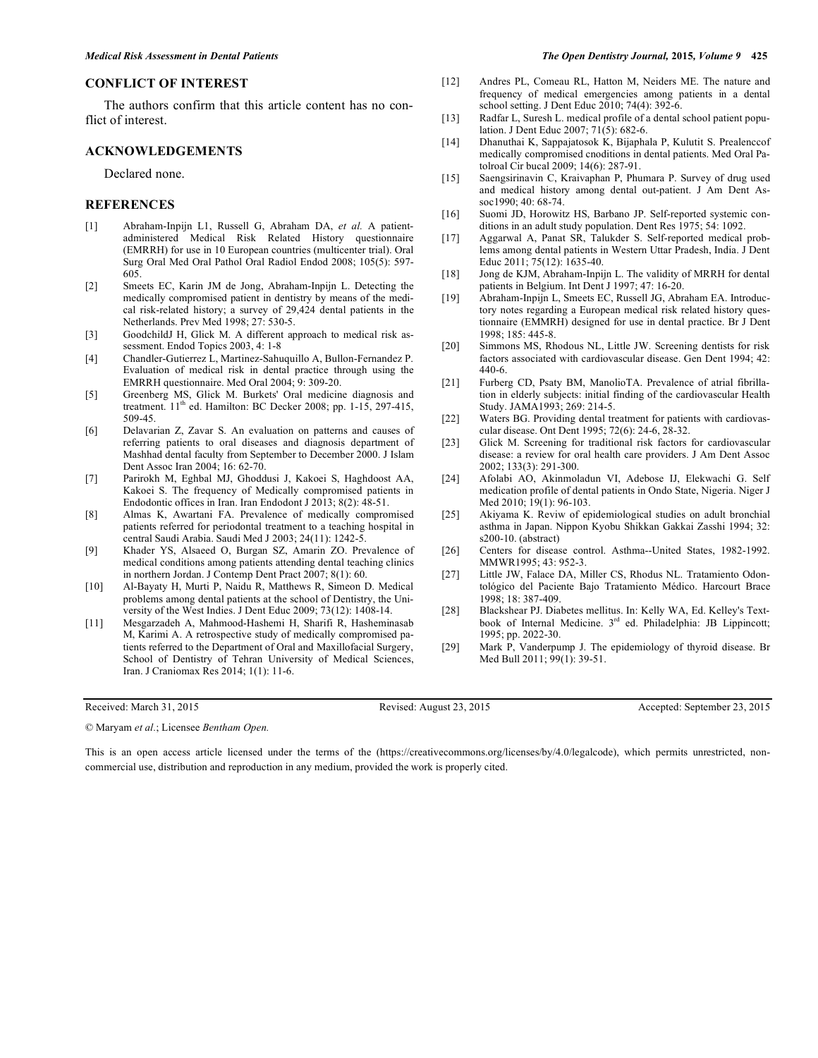## CONFLICT OF INTEREST

The authors confirm that this article content has no conflict of interest.

## ACKNOWLEDGEMENTS

Declared none.

## REFERENCES

[1] Abraham-Inpijn L1, Russell G, Abraham DA, *et al.* A patient-administered Medical Risk Related History questionnaire (EMRRH) for use in 10 European countries (multicenter trial). Oral Surg Oral Med Oral Pathol Oral Radiol Endod 2008; 105(5): 597-605.

[2] Smeets EC, Karin JM de Jong, Abraham-Inpijn L. Detecting the medically compromised patient in dentistry by means of the medical risk-related history; a survey of 29,424 dental patients in the Netherlands. Prev Med 1998; 27: 530-5.

[3] GoodchildJ H, Glick M. A different approach to medical risk assessment. Endod Topics 2003, 4: 1-8

[4] Chandler-Gutierrez L, Martinez-Sahuquillo A, Bullon-Fernandez P. Evaluation of medical risk in dental practice through using the EMRRH questionnaire. Med Oral 2004; 9: 309-20.

[5] Greenberg MS, Glick M. Burkets' Oral medicine diagnosis and treatment. 11th ed. Hamilton: BC Decker 2008; pp. 1-15, 297-415, 509-45.

[6] Delavarian Z, Zavar S. An evaluation on patterns and causes of referring patients to oral diseases and diagnosis department of Mashhad dental faculty from September to December 2000. J Islam Dent Assoc Iran 2004; 16: 62-70.

[7] Parirokh M, Eghbal MJ, Ghoddusi J, Kakoei S, Haghdoost AA, Kakoei S. The frequency of Medically compromised patients in Endodontic offices in Iran. Iran Endodont J 2013; 8(2): 48-51.

[8] Almas K, Awartani FA. Prevalence of medically compromised patients referred for periodontal treatment to a teaching hospital in central Saudi Arabia. Saudi Med J 2003; 24(11): 1242-5.

[9] Khader YS, Alsaeed O, Burgan SZ, Amarin ZO. Prevalence of medical conditions among patients attending dental teaching clinics in northern Jordan. J Contemp Dent Pract 2007; 8(1): 60.

[10] Al-Bayaty H, Murti P, Naidu R, Matthews R, Simeon D. Medical problems among dental patients at the school of Dentistry, the University of the West Indies. J Dent Educ 2009; 73(12): 1408-14.

[11] Mesgarzadeh A, Mahmood-Hashemi H, Sharifi R, Hasheminasab M, Karimi A. A retrospective study of medically compromised patients referred to the Department of Oral and Maxillofacial Surgery, School of Dentistry of Tehran University of Medical Sciences, Iran. J Craniomax Res 2014; 1(1): 11-6.

[12] Andres PL, Comeau RL, Hatton M, Neiders ME. The nature and frequency of medical emergencies among patients in a dental school setting. J Dent Educ 2010; 74(4): 392-6.

[13] Radfar L, Suresh L. medical profile of a dental school patient population. J Dent Educ 2007; 71(5): 682-6.

[14] Dhanuthai K, Sappajatosok K, Bijaphala P, Kulutit S. Prealenccof medically compromised cnoditions in dental patients. Med Oral Patolroal Cir bucal 2009; 14(6): 287-91.

[15] Saengsirinavin C, Kraivaphan P, Phumara P. Survey of drug used and medical history among dental out-patient. J Am Dent Assoc1990; 40: 68-74.

[16] Suomi JD, Horowitz HS, Barbano JP. Self-reported systemic conditions in an adult study population. Dent Res 1975; 54: 1092.

[17] Aggarwal A, Panat SR, Talukder S. Self-reported medical problems among dental patients in Western Uttar Pradesh, India. J Dent Educ 2011; 75(12): 1635-40.

[18] Jong de KJM, Abraham-Inpijn L. The validity of MRRH for dental patients in Belgium. Int Dent J 1997; 47: 16-20.

[19] Abraham-Inpijn L, Smeets EC, Russell JG, Abraham EA. Introductory notes regarding a European medical risk related history questionnaire (EMMRH) designed for use in dental practice. Br J Dent 1998; 185: 445-8.

[20] Simmons MS, Rhodous NL, Little JW. Screening dentists for risk factors associated with cardiovascular disease. Gen Dent 1994; 42: 440-6.

[21] Furberg CD, Psaty BM, ManolioTA. Prevalence of atrial fibrillation in elderly subjects: initial finding of the cardiovascular Health Study. JAMA1993; 269: 214-5.

[22] Waters BG. Providing dental treatment for patients with cardiovascular disease. Ont Dent 1995; 72(6): 24-6, 28-32.

[23] Glick M. Screening for traditional risk factors for cardiovascular disease: a review for oral health care providers. J Am Dent Assoc 2002; 133(3): 291-300.

[24] Afolabi AO, Akinmoladun VI, Adebose IJ, Elekwachi G. Self medication profile of dental patients in Ondo State, Nigeria. Niger J Med 2010; 19(1): 96-103.

[25] Akiyama K. Reviw of epidemiological studies on adult bronchial asthma in Japan. Nippon Kyobu Shikkan Gakkai Zasshi 1994; 32: s200-10. (abstract)

[26] Centers for disease control. Asthma--United States, 1982-1992. MMWR1995; 43: 952-3.

[27] Little JW, Falace DA, Miller CS, Rhodus NL. Tratamiento Odontológico del Paciente Bajo Tratamiento Médico. Harcourt Brace 1998; 18: 387-409.

[28] Blackshear PJ. Diabetes mellitus. In: Kelly WA, Ed. Kelley's Textbook of Internal Medicine. 3rd ed. Philadelphia: JB Lippincott; 1995; pp. 2022-30.

[29] Mark P, Vanderpump J. The epidemiology of thyroid disease. Br Med Bull 2011; 99(1): 39-51.

Received: March 31, 2015 Revised: August 23, 2015 Accepted: September 23, 2015

© Maryam *et al.*; Licensee *Bentham Open.*

This is an open access article licensed under the terms of the (https://creativecommons.org/licenses/by/4.0/legalcode), which permits unrestricted, non-commercial use, distribution and reproduction in any medium, provided the work is properly cited.